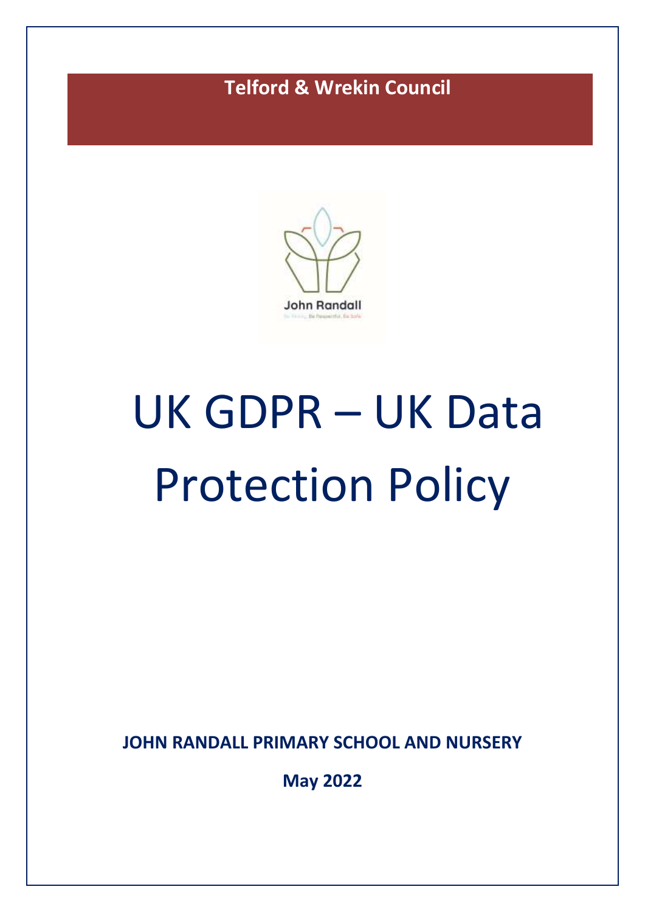**Telford & Wrekin Council**

John Randall

# UK GDPR – UK Data Protection Policy

**JOHN RANDALL PRIMARY SCHOOL AND NURSERY**

**May 2022**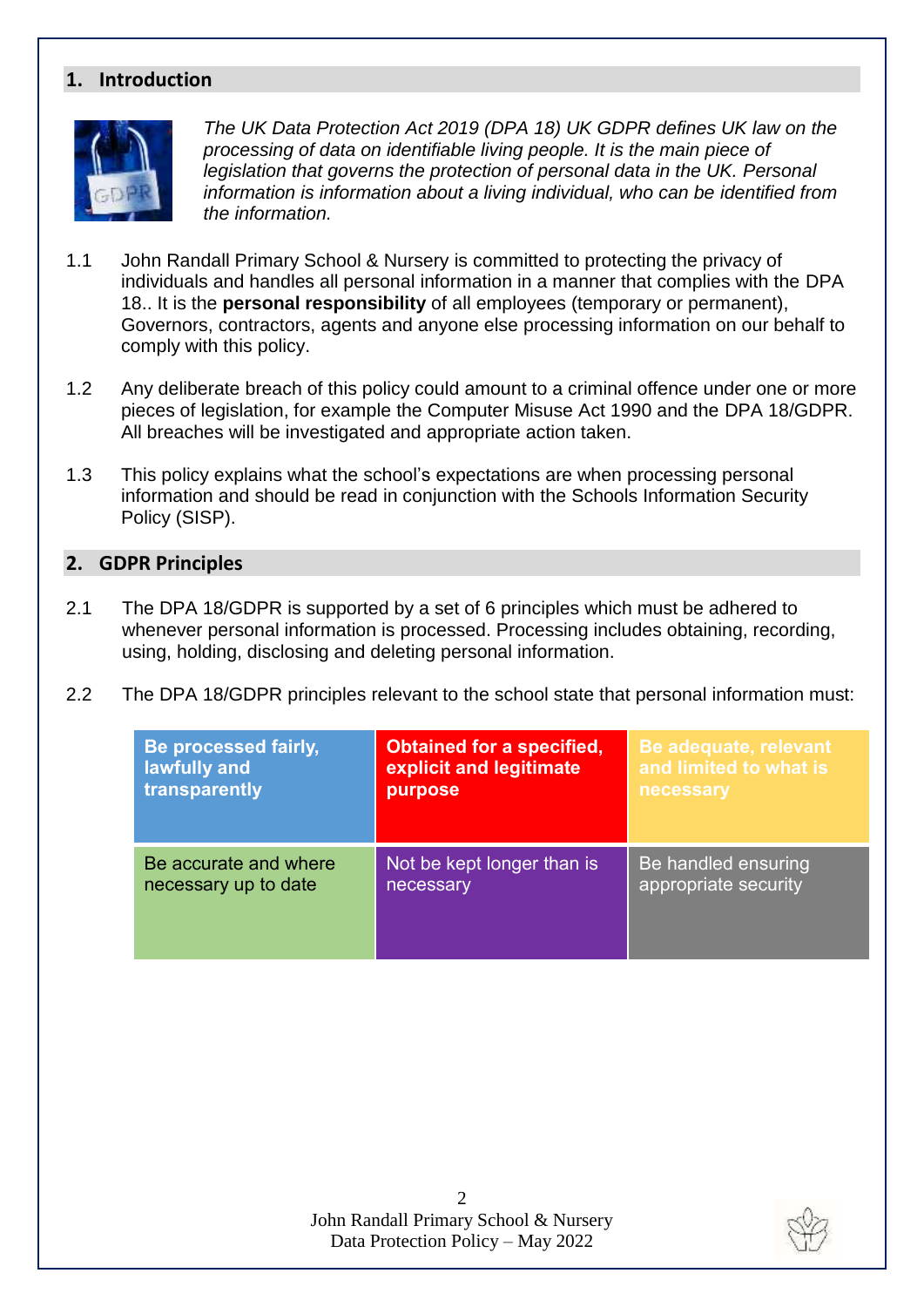## 1. Introduction

*The UK Data Protection Act 2019 (DPA 18) UK GDPR defines UK law on the processing of data on identifiable living people. It is the main piece of legislation that governs the protection of personal data in the UK. Personal information is information about a living individual, who can be identified from the information.*

1.1 John Randall Primary School & Nursery is committed to protecting the privacy of individuals and handles all personal information in a manner that complies with the DPA 18.. It is the **personal responsibility** of all employees (temporary or permanent), Governors, contractors, agents and anyone else processing information on our behalf to comply with this policy.

1.2 Any deliberate breach of this policy could amount to a criminal offence under one or more pieces of legislation, for example the Computer Misuse Act 1990 and the DPA 18/GDPR. All breaches will be investigated and appropriate action taken.

1.3 This policy explains what the school's expectations are when processing personal information and should be read in conjunction with the Schools Information Security Policy (SISP).

## 2. GDPR Principles

2.1 The DPA 18/GDPR is supported by a set of 6 principles which must be adhered to whenever personal information is processed. Processing includes obtaining, recording, using, holding, disclosing and deleting personal information.

2.2 The DPA 18/GDPR principles relevant to the school state that personal information must:

| **Be processed fairly, lawfully and transparently** | **Obtained for a specified, explicit and legitimate purpose** | **Be adequate, relevant and limited to what is necessary** |
|---|---|---|
| Be accurate and where necessary up to date | Not be kept longer than is necessary | Be handled ensuring appropriate security |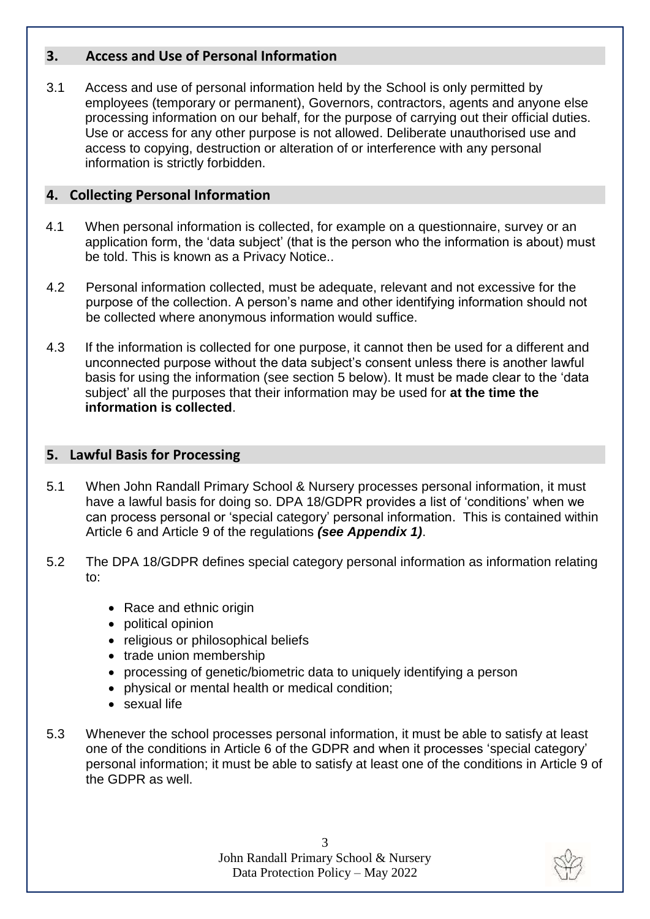## 3. Access and Use of Personal Information

3.1 Access and use of personal information held by the School is only permitted by employees (temporary or permanent), Governors, contractors, agents and anyone else processing information on our behalf, for the purpose of carrying out their official duties. Use or access for any other purpose is not allowed. Deliberate unauthorised use and access to copying, destruction or alteration of or interference with any personal information is strictly forbidden.

## 4. Collecting Personal Information

4.1 When personal information is collected, for example on a questionnaire, survey or an application form, the 'data subject' (that is the person who the information is about) must be told. This is known as a Privacy Notice..

4.2 Personal information collected, must be adequate, relevant and not excessive for the purpose of the collection. A person's name and other identifying information should not be collected where anonymous information would suffice.

4.3 If the information is collected for one purpose, it cannot then be used for a different and unconnected purpose without the data subject's consent unless there is another lawful basis for using the information (see section 5 below). It must be made clear to the 'data subject' all the purposes that their information may be used for **at the time the information is collected**.

## 5. Lawful Basis for Processing

5.1 When John Randall Primary School & Nursery processes personal information, it must have a lawful basis for doing so. DPA 18/GDPR provides a list of 'conditions' when we can process personal or 'special category' personal information. This is contained within Article 6 and Article 9 of the regulations ***(see Appendix 1)***.

5.2 The DPA 18/GDPR defines special category personal information as information relating to:

- Race and ethnic origin
- political opinion
- religious or philosophical beliefs
- trade union membership
- processing of genetic/biometric data to uniquely identifying a person
- physical or mental health or medical condition;
- sexual life

5.3 Whenever the school processes personal information, it must be able to satisfy at least one of the conditions in Article 6 of the GDPR and when it processes 'special category' personal information; it must be able to satisfy at least one of the conditions in Article 9 of the GDPR as well.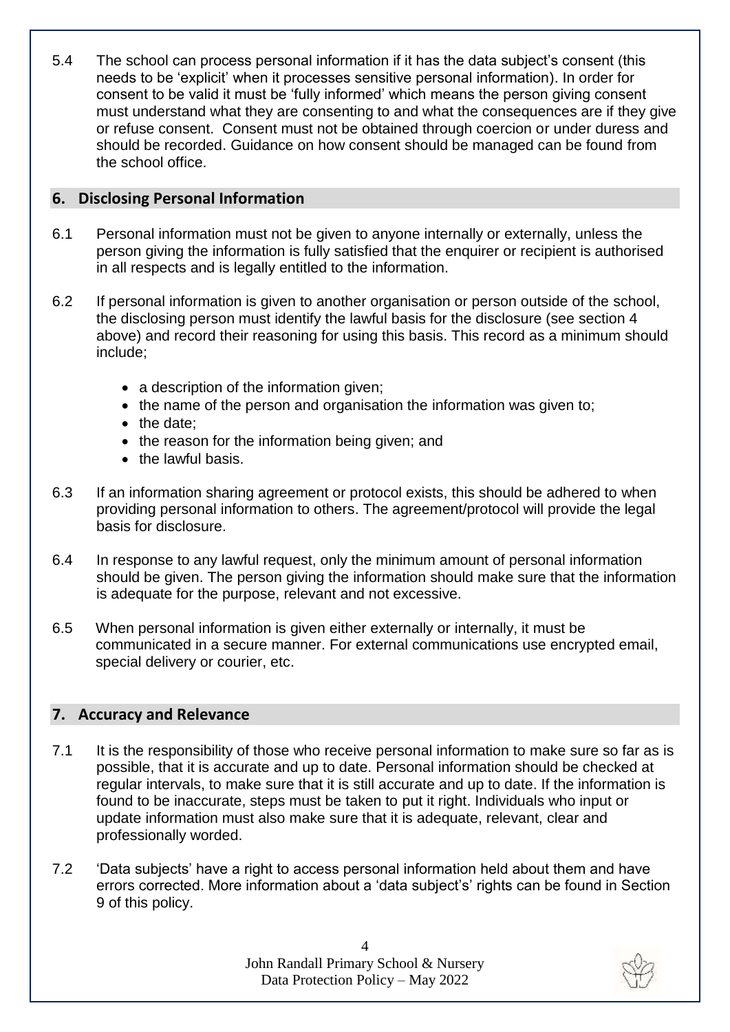5.4 The school can process personal information if it has the data subject's consent (this needs to be 'explicit' when it processes sensitive personal information). In order for consent to be valid it must be 'fully informed' which means the person giving consent must understand what they are consenting to and what the consequences are if they give or refuse consent. Consent must not be obtained through coercion or under duress and should be recorded. Guidance on how consent should be managed can be found from the school office.

## 6. Disclosing Personal Information

6.1 Personal information must not be given to anyone internally or externally, unless the person giving the information is fully satisfied that the enquirer or recipient is authorised in all respects and is legally entitled to the information.

6.2 If personal information is given to another organisation or person outside of the school, the disclosing person must identify the lawful basis for the disclosure (see section 4 above) and record their reasoning for using this basis. This record as a minimum should include;

- a description of the information given;
- the name of the person and organisation the information was given to;
- the date;
- the reason for the information being given; and
- the lawful basis.

6.3 If an information sharing agreement or protocol exists, this should be adhered to when providing personal information to others. The agreement/protocol will provide the legal basis for disclosure.

6.4 In response to any lawful request, only the minimum amount of personal information should be given. The person giving the information should make sure that the information is adequate for the purpose, relevant and not excessive.

6.5 When personal information is given either externally or internally, it must be communicated in a secure manner. For external communications use encrypted email, special delivery or courier, etc.

## 7. Accuracy and Relevance

7.1 It is the responsibility of those who receive personal information to make sure so far as is possible, that it is accurate and up to date. Personal information should be checked at regular intervals, to make sure that it is still accurate and up to date. If the information is found to be inaccurate, steps must be taken to put it right. Individuals who input or update information must also make sure that it is adequate, relevant, clear and professionally worded.

7.2 'Data subjects' have a right to access personal information held about them and have errors corrected. More information about a 'data subject's' rights can be found in Section 9 of this policy.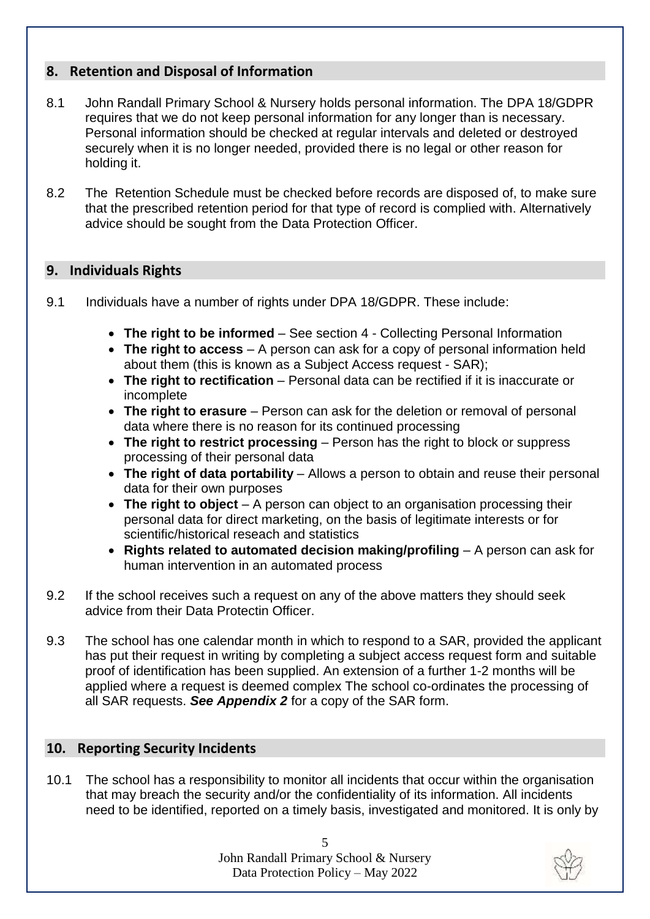## 8. Retention and Disposal of Information

8.1 John Randall Primary School & Nursery holds personal information. The DPA 18/GDPR requires that we do not keep personal information for any longer than is necessary. Personal information should be checked at regular intervals and deleted or destroyed securely when it is no longer needed, provided there is no legal or other reason for holding it.

8.2 The Retention Schedule must be checked before records are disposed of, to make sure that the prescribed retention period for that type of record is complied with. Alternatively advice should be sought from the Data Protection Officer.

## 9. Individuals Rights

9.1 Individuals have a number of rights under DPA 18/GDPR. These include:

- **The right to be informed** – See section 4 - Collecting Personal Information
- **The right to access** – A person can ask for a copy of personal information held about them (this is known as a Subject Access request - SAR);
- **The right to rectification** – Personal data can be rectified if it is inaccurate or incomplete
- **The right to erasure** – Person can ask for the deletion or removal of personal data where there is no reason for its continued processing
- **The right to restrict processing** – Person has the right to block or suppress processing of their personal data
- **The right of data portability** – Allows a person to obtain and reuse their personal data for their own purposes
- **The right to object** – A person can object to an organisation processing their personal data for direct marketing, on the basis of legitimate interests or for scientific/historical reseach and statistics
- **Rights related to automated decision making/profiling** – A person can ask for human intervention in an automated process

9.2 If the school receives such a request on any of the above matters they should seek advice from their Data Protectin Officer.

9.3 The school has one calendar month in which to respond to a SAR, provided the applicant has put their request in writing by completing a subject access request form and suitable proof of identification has been supplied. An extension of a further 1-2 months will be applied where a request is deemed complex The school co-ordinates the processing of all SAR requests. ***See Appendix 2*** for a copy of the SAR form.

## 10. Reporting Security Incidents

10.1 The school has a responsibility to monitor all incidents that occur within the organisation that may breach the security and/or the confidentiality of its information. All incidents need to be identified, reported on a timely basis, investigated and monitored. It is only by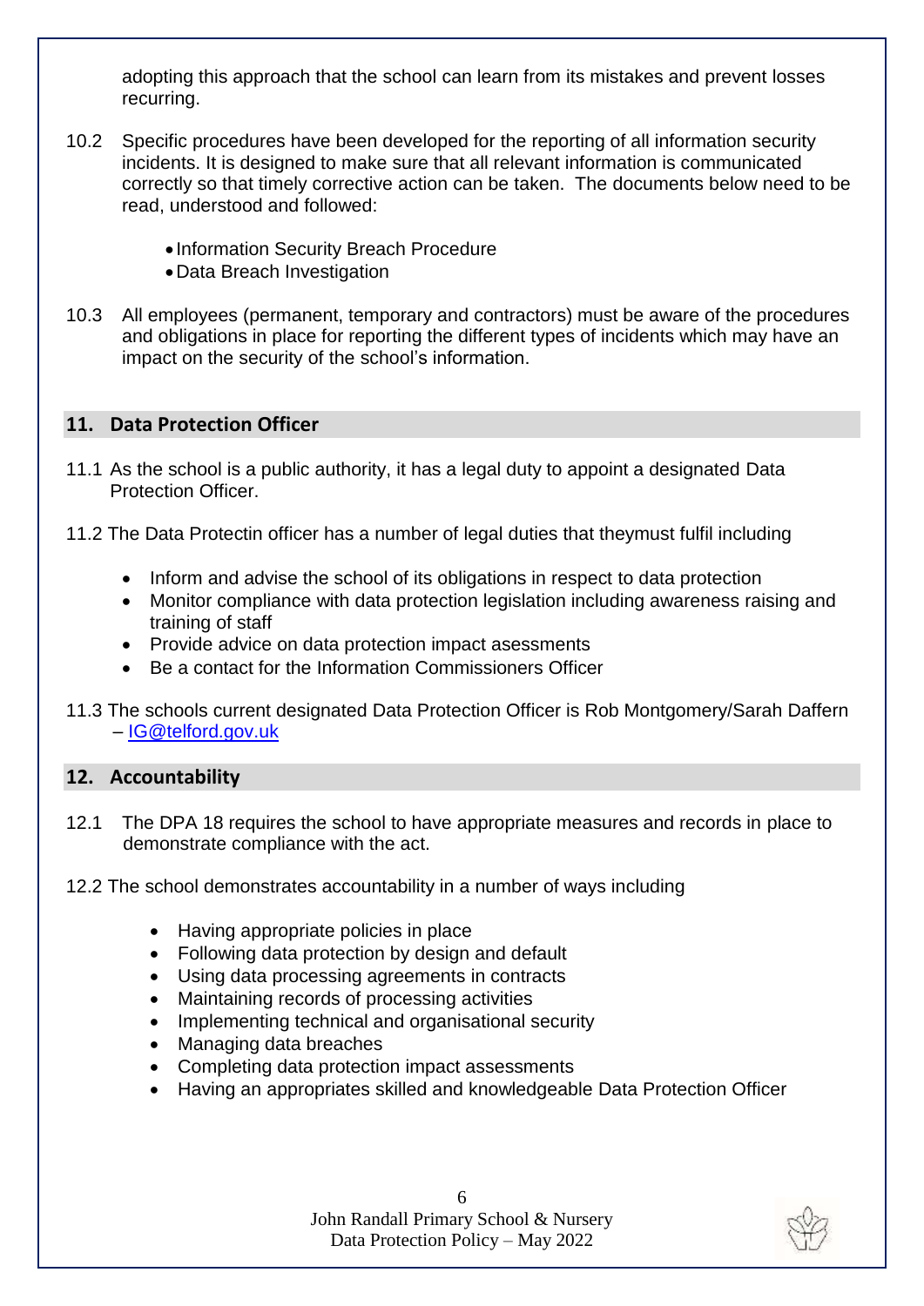adopting this approach that the school can learn from its mistakes and prevent losses recurring.

10.2 Specific procedures have been developed for the reporting of all information security incidents. It is designed to make sure that all relevant information is communicated correctly so that timely corrective action can be taken. The documents below need to be read, understood and followed:

- Information Security Breach Procedure
- Data Breach Investigation

10.3 All employees (permanent, temporary and contractors) must be aware of the procedures and obligations in place for reporting the different types of incidents which may have an impact on the security of the school's information.

## 11. Data Protection Officer

11.1 As the school is a public authority, it has a legal duty to appoint a designated Data Protection Officer.

11.2 The Data Protectin officer has a number of legal duties that theymust fulfil including

- Inform and advise the school of its obligations in respect to data protection
- Monitor compliance with data protection legislation including awareness raising and training of staff
- Provide advice on data protection impact assessments
- Be a contact for the Information Commissioners Officer

11.3 The schools current designated Data Protection Officer is Rob Montgomery/Sarah Daffern – IG@telford.gov.uk

## 12. Accountability

12.1 The DPA 18 requires the school to have appropriate measures and records in place to demonstrate compliance with the act.

12.2 The school demonstrates accountability in a number of ways including

- Having appropriate policies in place
- Following data protection by design and default
- Using data processing agreements in contracts
- Maintaining records of processing activities
- Implementing technical and organisational security
- Managing data breaches
- Completing data protection impact assessments
- Having an appropriates skilled and knowledgeable Data Protection Officer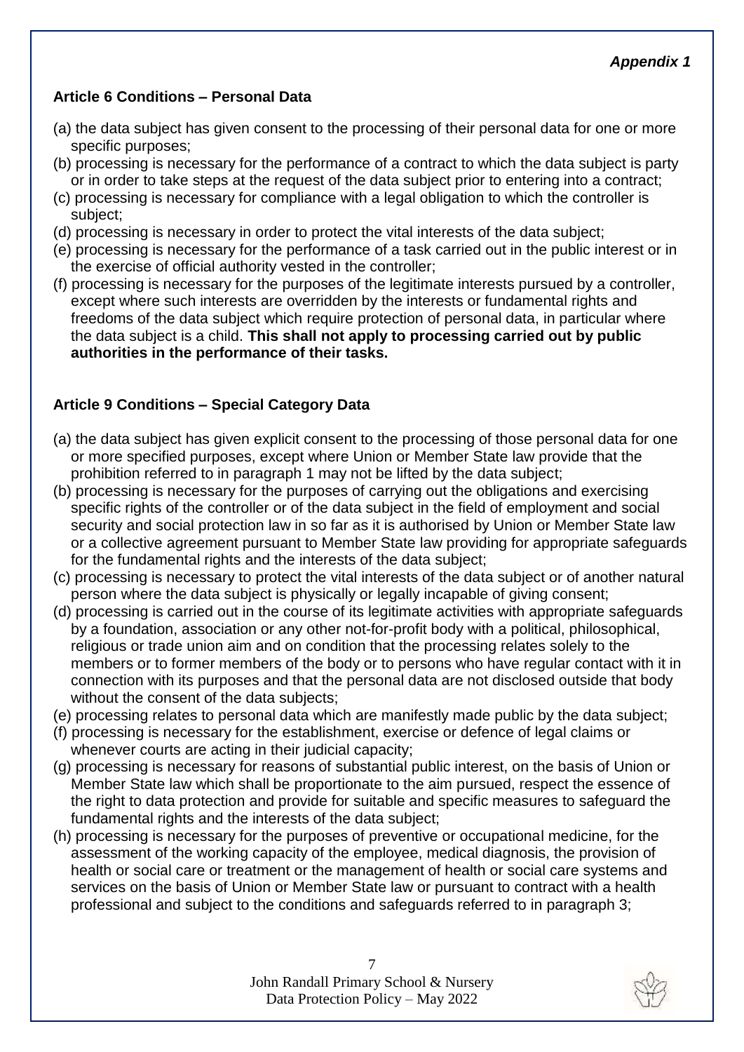*Appendix 1*

**Article 6 Conditions – Personal Data**

(a) the data subject has given consent to the processing of their personal data for one or more specific purposes;
(b) processing is necessary for the performance of a contract to which the data subject is party or in order to take steps at the request of the data subject prior to entering into a contract;
(c) processing is necessary for compliance with a legal obligation to which the controller is subject;
(d) processing is necessary in order to protect the vital interests of the data subject;
(e) processing is necessary for the performance of a task carried out in the public interest or in the exercise of official authority vested in the controller;
(f) processing is necessary for the purposes of the legitimate interests pursued by a controller, except where such interests are overridden by the interests or fundamental rights and freedoms of the data subject which require protection of personal data, in particular where the data subject is a child. **This shall not apply to processing carried out by public authorities in the performance of their tasks.**

**Article 9 Conditions – Special Category Data**

(a) the data subject has given explicit consent to the processing of those personal data for one or more specified purposes, except where Union or Member State law provide that the prohibition referred to in paragraph 1 may not be lifted by the data subject;
(b) processing is necessary for the purposes of carrying out the obligations and exercising specific rights of the controller or of the data subject in the field of employment and social security and social protection law in so far as it is authorised by Union or Member State law or a collective agreement pursuant to Member State law providing for appropriate safeguards for the fundamental rights and the interests of the data subject;
(c) processing is necessary to protect the vital interests of the data subject or of another natural person where the data subject is physically or legally incapable of giving consent;
(d) processing is carried out in the course of its legitimate activities with appropriate safeguards by a foundation, association or any other not-for-profit body with a political, philosophical, religious or trade union aim and on condition that the processing relates solely to the members or to former members of the body or to persons who have regular contact with it in connection with its purposes and that the personal data are not disclosed outside that body without the consent of the data subjects;
(e) processing relates to personal data which are manifestly made public by the data subject;
(f) processing is necessary for the establishment, exercise or defence of legal claims or whenever courts are acting in their judicial capacity;
(g) processing is necessary for reasons of substantial public interest, on the basis of Union or Member State law which shall be proportionate to the aim pursued, respect the essence of the right to data protection and provide for suitable and specific measures to safeguard the fundamental rights and the interests of the data subject;
(h) processing is necessary for the purposes of preventive or occupational medicine, for the assessment of the working capacity of the employee, medical diagnosis, the provision of health or social care or treatment or the management of health or social care systems and services on the basis of Union or Member State law or pursuant to contract with a health professional and subject to the conditions and safeguards referred to in paragraph 3;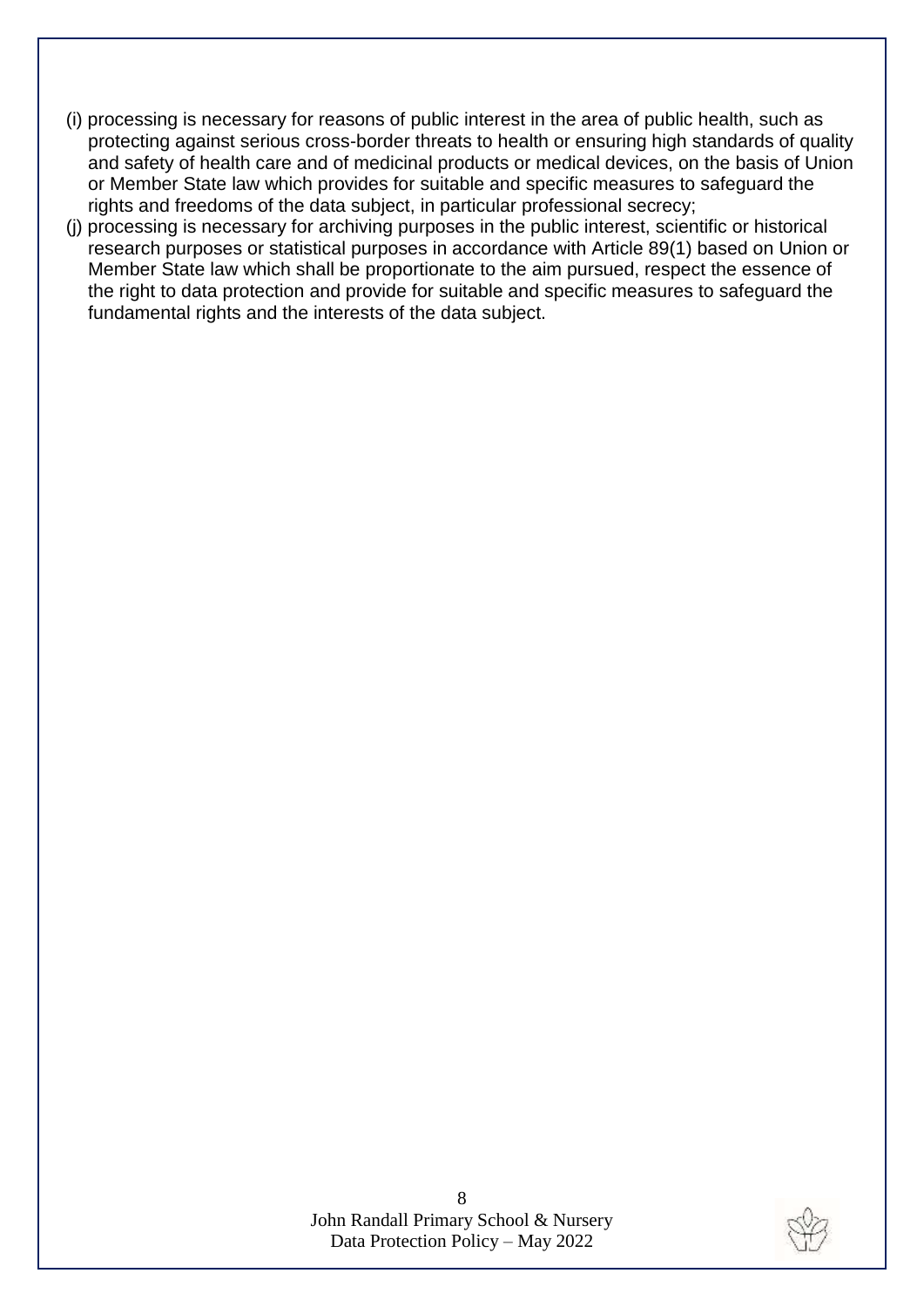(i) processing is necessary for reasons of public interest in the area of public health, such as protecting against serious cross-border threats to health or ensuring high standards of quality and safety of health care and of medicinal products or medical devices, on the basis of Union or Member State law which provides for suitable and specific measures to safeguard the rights and freedoms of the data subject, in particular professional secrecy;

(j) processing is necessary for archiving purposes in the public interest, scientific or historical research purposes or statistical purposes in accordance with Article 89(1) based on Union or Member State law which shall be proportionate to the aim pursued, respect the essence of the right to data protection and provide for suitable and specific measures to safeguard the fundamental rights and the interests of the data subject.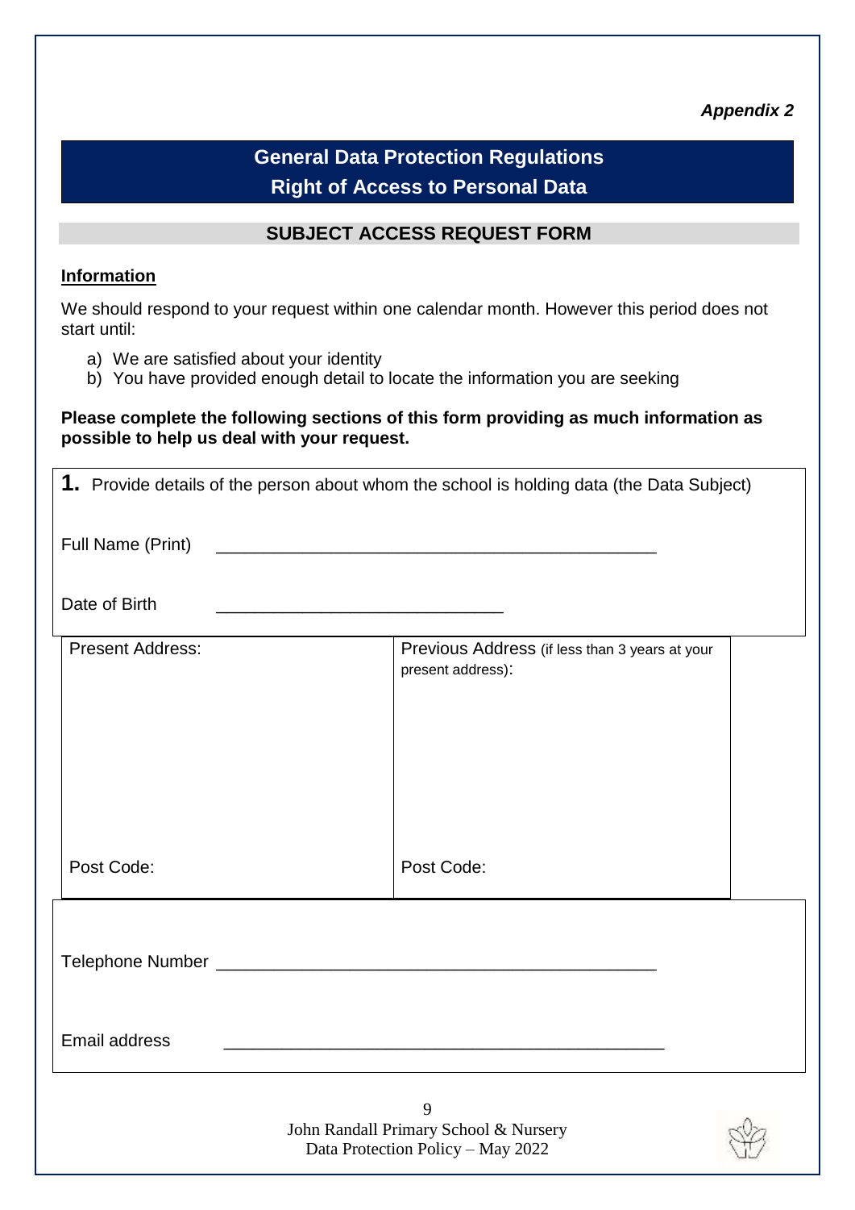*Appendix 2*

# General Data Protection Regulations
# Right of Access to Personal Data

## SUBJECT ACCESS REQUEST FORM

**Information**

We should respond to your request within one calendar month. However this period does not start until:

a) We are satisfied about your identity
b) You have provided enough detail to locate the information you are seeking

**Please complete the following sections of this form providing as much information as possible to help us deal with your request.**

**1.** Provide details of the person about whom the school is holding data (the Data Subject)

Full Name (Print) ______________________________________________

Date of Birth ______________________________

| Present Address: | Previous Address (if less than 3 years at your present address): |
|---|---|
| | |
| Post Code: | Post Code: |

Telephone Number ______________________________________________

Email address ______________________________________________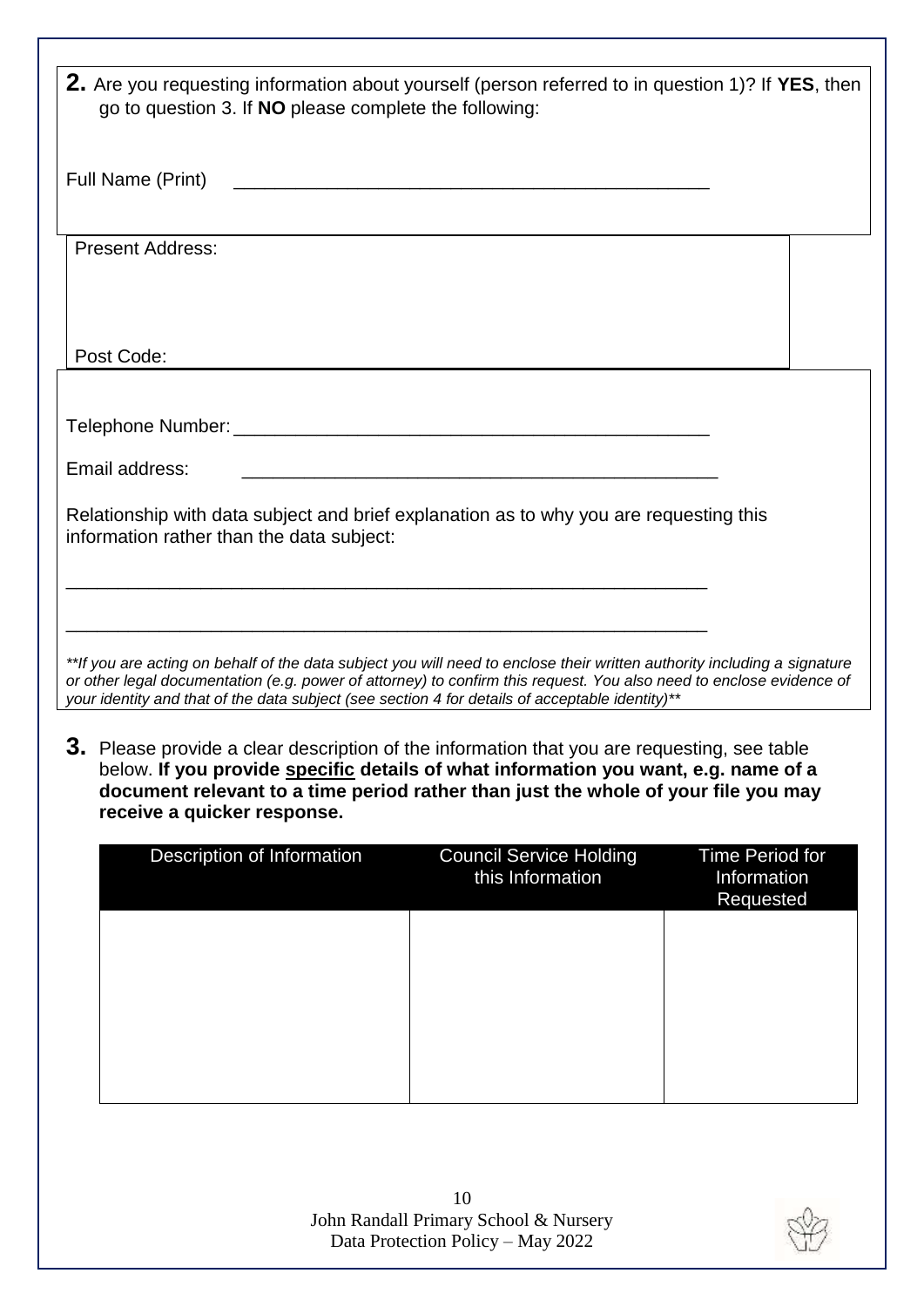**2.** Are you requesting information about yourself (person referred to in question 1)? If **YES**, then go to question 3. If **NO** please complete the following:

Full Name (Print) \_\_\_\_\_\_\_\_\_\_\_\_\_\_\_\_\_\_\_\_\_\_\_\_\_\_\_\_\_\_\_\_\_\_\_\_\_\_\_\_\_\_\_\_\_\_\_

Present Address:

Post Code:

Telephone Number: \_\_\_\_\_\_\_\_\_\_\_\_\_\_\_\_\_\_\_\_\_\_\_\_\_\_\_\_\_\_\_\_\_\_\_\_\_\_\_\_\_\_\_\_\_\_\_

Email address: \_\_\_\_\_\_\_\_\_\_\_\_\_\_\_\_\_\_\_\_\_\_\_\_\_\_\_\_\_\_\_\_\_\_\_\_\_\_\_\_\_\_\_\_\_\_\_

Relationship with data subject and brief explanation as to why you are requesting this information rather than the data subject:

\_\_\_\_\_\_\_\_\_\_\_\_\_\_\_\_\_\_\_\_\_\_\_\_\_\_\_\_\_\_\_\_\_\_\_\_\_\_\_\_\_\_\_\_\_\_\_\_\_\_\_\_\_\_\_\_\_\_\_\_\_\_

\_\_\_\_\_\_\_\_\_\_\_\_\_\_\_\_\_\_\_\_\_\_\_\_\_\_\_\_\_\_\_\_\_\_\_\_\_\_\_\_\_\_\_\_\_\_\_\_\_\_\_\_\_\_\_\_\_\_\_\_\_\_

*\*\*If you are acting on behalf of the data subject you will need to enclose their written authority including a signature or other legal documentation (e.g. power of attorney) to confirm this request. You also need to enclose evidence of your identity and that of the data subject (see section 4 for details of acceptable identity)\*\**

**3.** Please provide a clear description of the information that you are requesting, see table below. **If you provide specific details of what information you want, e.g. name of a document relevant to a time period rather than just the whole of your file you may receive a quicker response.**

| Description of Information | Council Service Holding this Information | Time Period for Information Requested |
| --- | --- | --- |
| | | |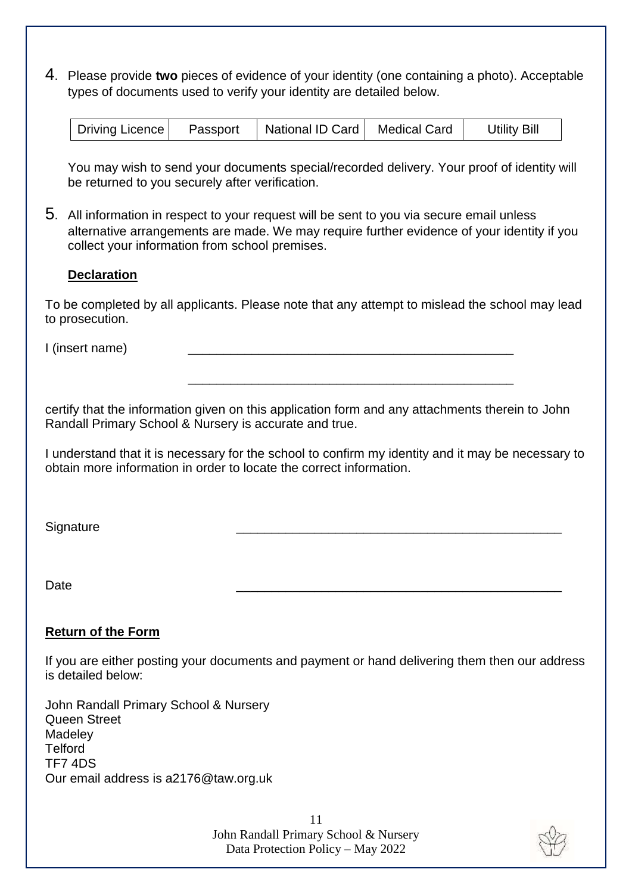4. Please provide **two** pieces of evidence of your identity (one containing a photo). Acceptable types of documents used to verify your identity are detailed below.

| Driving Licence | Passport | National ID Card | Medical Card | Utility Bill |
|---|---|---|---|---|

You may wish to send your documents special/recorded delivery. Your proof of identity will be returned to you securely after verification.

5. All information in respect to your request will be sent to you via secure email unless alternative arrangements are made. We may require further evidence of your identity if you collect your information from school premises.

**Declaration**

To be completed by all applicants. Please note that any attempt to mislead the school may lead to prosecution.

I (insert name) ______________________________________________

______________________________________________

certify that the information given on this application form and any attachments therein to John Randall Primary School & Nursery is accurate and true.

I understand that it is necessary for the school to confirm my identity and it may be necessary to obtain more information in order to locate the correct information.

Signature ______________________________________________

Date ______________________________________________

**Return of the Form**

If you are either posting your documents and payment or hand delivering them then our address is detailed below:

John Randall Primary School & Nursery
Queen Street
Madeley
Telford
TF7 4DS
Our email address is a2176@taw.org.uk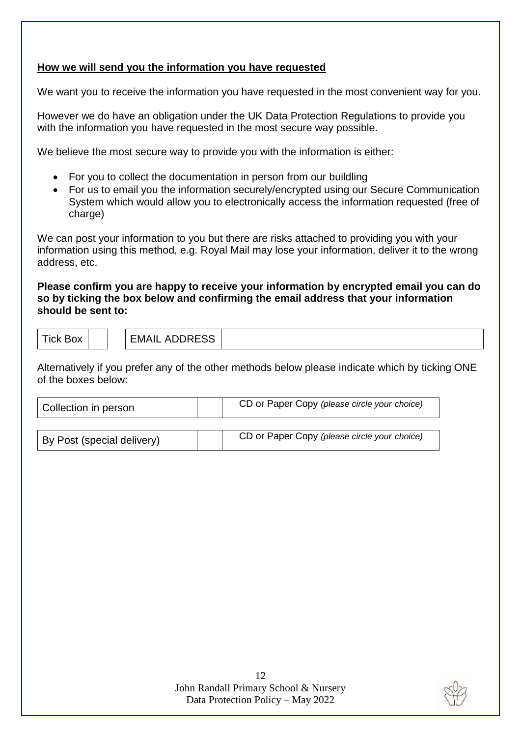**How we will send you the information you have requested**

We want you to receive the information you have requested in the most convenient way for you.

However we do have an obligation under the UK Data Protection Regulations to provide you with the information you have requested in the most secure way possible.

We believe the most secure way to provide you with the information is either:

- For you to collect the documentation in person from our buildling
- For us to email you the information securely/encrypted using our Secure Communication System which would allow you to electronically access the information requested (free of charge)

We can post your information to you but there are risks attached to providing you with your information using this method, e.g. Royal Mail may lose your information, deliver it to the wrong address, etc.

**Please confirm you are happy to receive your information by encrypted email you can do so by ticking the box below and confirming the email address that your information should be sent to:**

| | | | |
|---|---|---|---|
| Tick Box | | EMAIL ADDRESS | |

Alternatively if you prefer any of the other methods below please indicate which by ticking ONE of the boxes below:

| | | |
|---|---|---|
| Collection in person | | CD or Paper Copy *(please circle your choice)* |
| By Post (special delivery) | | CD or Paper Copy *(please circle your choice)* |